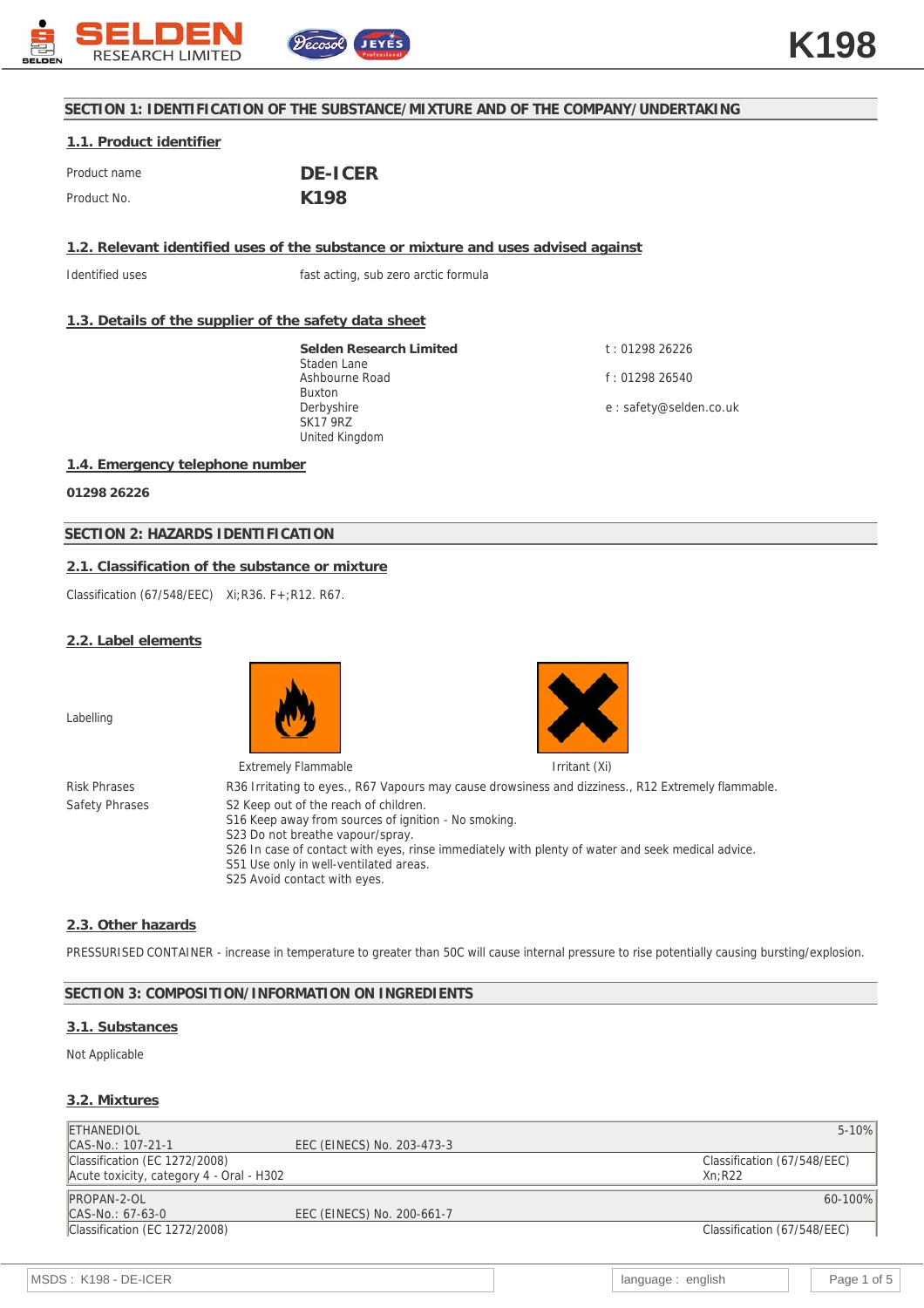# SECTION 1: IDENTIFICATION OF THE SUBSTANCE/MIXTURE AND OF THE COMPANY/UNDERTAKING

## 1.1. Product identifier

| | |
|---|---|
| Product name | **DE-ICER** |
| Product No. | **K198** |

## 1.2. Relevant identified uses of the substance or mixture and uses advised against

| | |
|---|---|
| Identified uses | fast acting, sub zero arctic formula |

## 1.3. Details of the supplier of the safety data sheet

**Selden Research Limited**
Staden Lane
Ashbourne Road
Buxton
Derbyshire
SK17 9RZ
United Kingdom

t : 01298 26226

f : 01298 26540

e : safety@selden.co.uk

## 1.4. Emergency telephone number

**01298 26226**

# SECTION 2: HAZARDS IDENTIFICATION

## 2.1. Classification of the substance or mixture

Classification (67/548/EEC) Xi;R36. F+;R12. R67.

## 2.2. Label elements

Labelling

Extremely Flammable

Irritant (Xi)

Risk Phrases: R36 Irritating to eyes., R67 Vapours may cause drowsiness and dizziness., R12 Extremely flammable.

Safety Phrases:
S2 Keep out of the reach of children.
S16 Keep away from sources of ignition - No smoking.
S23 Do not breathe vapour/spray.
S26 In case of contact with eyes, rinse immediately with plenty of water and seek medical advice.
S51 Use only in well-ventilated areas.
S25 Avoid contact with eyes.

## 2.3. Other hazards

PRESSURISED CONTAINER - increase in temperature to greater than 50C will cause internal pressure to rise potentially causing bursting/explosion.

# SECTION 3: COMPOSITION/INFORMATION ON INGREDIENTS

## 3.1. Substances

Not Applicable

## 3.2. Mixtures

| | | |
|---|---|---|
| ETHANEDIOL | | 5-10% |
| CAS-No.: 107-21-1 | EEC (EINECS) No. 203-473-3 | |
| Classification (EC 1272/2008)<br>Acute toxicity, category 4 - Oral - H302 | | Classification (67/548/EEC)<br>Xn;R22 |
| PROPAN-2-OL | | 60-100% |
| CAS-No.: 67-63-0 | EEC (EINECS) No. 200-661-7 | |
| Classification (EC 1272/2008) | | Classification (67/548/EEC) |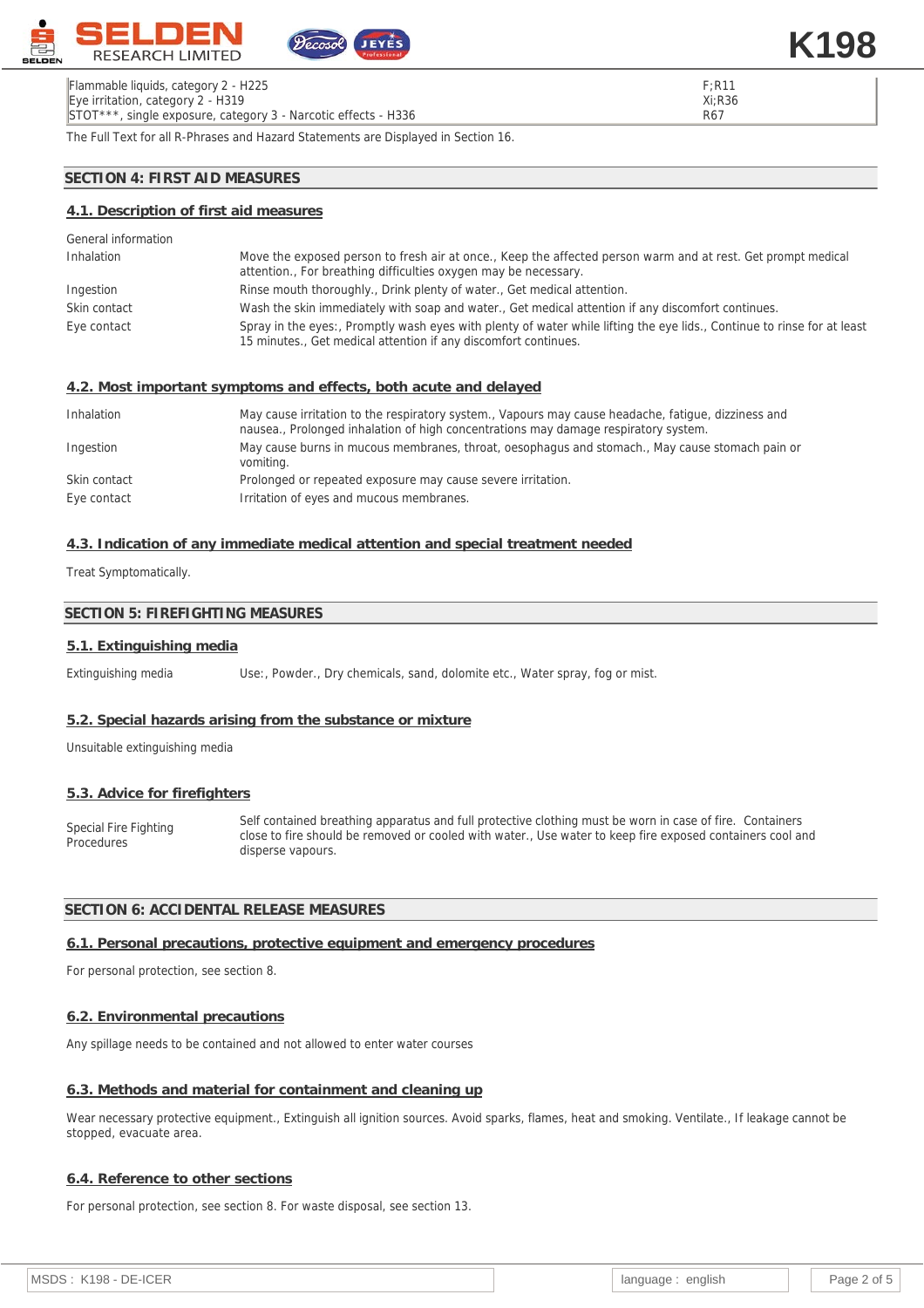| | |
|---|---|
| Flammable liquids, category 2 - H225 | F;R11 |
| Eye irritation, category 2 - H319 | Xi;R36 |
| STOT***, single exposure, category 3 - Narcotic effects - H336 | R67 |

The Full Text for all R-Phrases and Hazard Statements are Displayed in Section 16.

## SECTION 4: FIRST AID MEASURES

### 4.1. Description of first aid measures

General information

| | |
|---|---|
| Inhalation | Move the exposed person to fresh air at once., Keep the affected person warm and at rest. Get prompt medical attention., For breathing difficulties oxygen may be necessary. |
| Ingestion | Rinse mouth thoroughly., Drink plenty of water., Get medical attention. |
| Skin contact | Wash the skin immediately with soap and water., Get medical attention if any discomfort continues. |
| Eye contact | Spray in the eyes:, Promptly wash eyes with plenty of water while lifting the eye lids., Continue to rinse for at least 15 minutes., Get medical attention if any discomfort continues. |

### 4.2. Most important symptoms and effects, both acute and delayed

| | |
|---|---|
| Inhalation | May cause irritation to the respiratory system., Vapours may cause headache, fatigue, dizziness and nausea., Prolonged inhalation of high concentrations may damage respiratory system. |
| Ingestion | May cause burns in mucous membranes, throat, oesophagus and stomach., May cause stomach pain or vomiting. |
| Skin contact | Prolonged or repeated exposure may cause severe irritation. |
| Eye contact | Irritation of eyes and mucous membranes. |

### 4.3. Indication of any immediate medical attention and special treatment needed

Treat Symptomatically.

## SECTION 5: FIREFIGHTING MEASURES

### 5.1. Extinguishing media

| | |
|---|---|
| Extinguishing media | Use:, Powder., Dry chemicals, sand, dolomite etc., Water spray, fog or mist. |

### 5.2. Special hazards arising from the substance or mixture

Unsuitable extinguishing media

### 5.3. Advice for firefighters

| | |
|---|---|
| Special Fire Fighting Procedures | Self contained breathing apparatus and full protective clothing must be worn in case of fire. Containers close to fire should be removed or cooled with water., Use water to keep fire exposed containers cool and disperse vapours. |

## SECTION 6: ACCIDENTAL RELEASE MEASURES

### 6.1. Personal precautions, protective equipment and emergency procedures

For personal protection, see section 8.

### 6.2. Environmental precautions

Any spillage needs to be contained and not allowed to enter water courses

### 6.3. Methods and material for containment and cleaning up

Wear necessary protective equipment., Extinguish all ignition sources. Avoid sparks, flames, heat and smoking. Ventilate., If leakage cannot be stopped, evacuate area.

### 6.4. Reference to other sections

For personal protection, see section 8. For waste disposal, see section 13.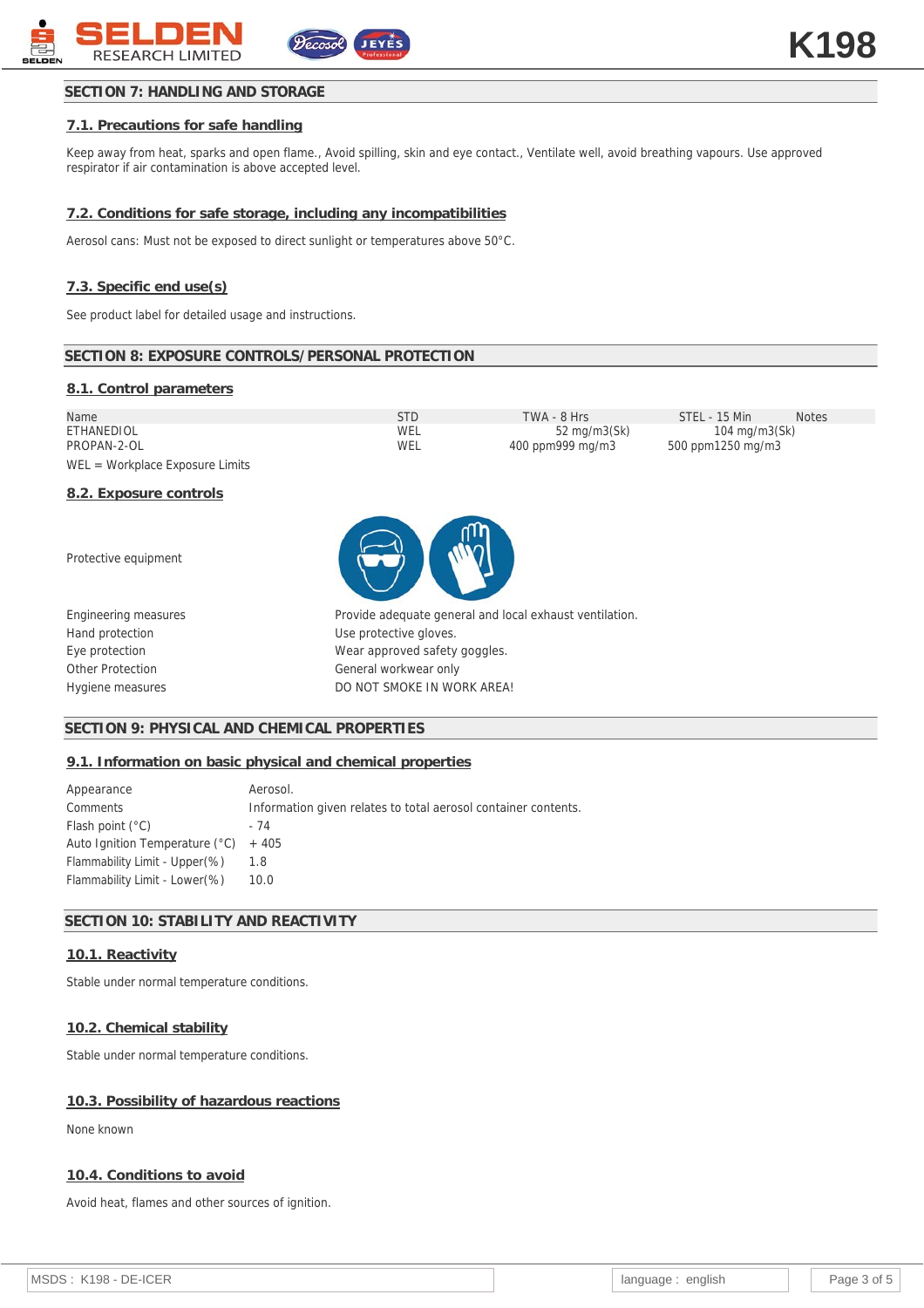## SECTION 7: HANDLING AND STORAGE

### 7.1. Precautions for safe handling

Keep away from heat, sparks and open flame., Avoid spilling, skin and eye contact., Ventilate well, avoid breathing vapours. Use approved respirator if air contamination is above accepted level.

### 7.2. Conditions for safe storage, including any incompatibilities

Aerosol cans: Must not be exposed to direct sunlight or temperatures above 50°C.

### 7.3. Specific end use(s)

See product label for detailed usage and instructions.

## SECTION 8: EXPOSURE CONTROLS/PERSONAL PROTECTION

### 8.1. Control parameters

| Name | STD | TWA - 8 Hrs | STEL - 15 Min | Notes |
|---|---|---|---|---|
| ETHANEDIOL | WEL | 52 mg/m3(Sk) | 104 mg/m3(Sk) | |
| PROPAN-2-OL | WEL | 400 ppm999 mg/m3 | 500 ppm1250 mg/m3 | |

WEL = Workplace Exposure Limits

### 8.2. Exposure controls

| | |
|---|---|
| Protective equipment | |
| Engineering measures | Provide adequate general and local exhaust ventilation. |
| Hand protection | Use protective gloves. |
| Eye protection | Wear approved safety goggles. |
| Other Protection | General workwear only |
| Hygiene measures | DO NOT SMOKE IN WORK AREA! |

## SECTION 9: PHYSICAL AND CHEMICAL PROPERTIES

### 9.1. Information on basic physical and chemical properties

| | |
|---|---|
| Appearance | Aerosol. |
| Comments | Information given relates to total aerosol container contents. |
| Flash point (°C) | - 74 |
| Auto Ignition Temperature (°C) | + 405 |
| Flammability Limit - Upper(%) | 1.8 |
| Flammability Limit - Lower(%) | 10.0 |

## SECTION 10: STABILITY AND REACTIVITY

### 10.1. Reactivity

Stable under normal temperature conditions.

### 10.2. Chemical stability

Stable under normal temperature conditions.

### 10.3. Possibility of hazardous reactions

None known

### 10.4. Conditions to avoid

Avoid heat, flames and other sources of ignition.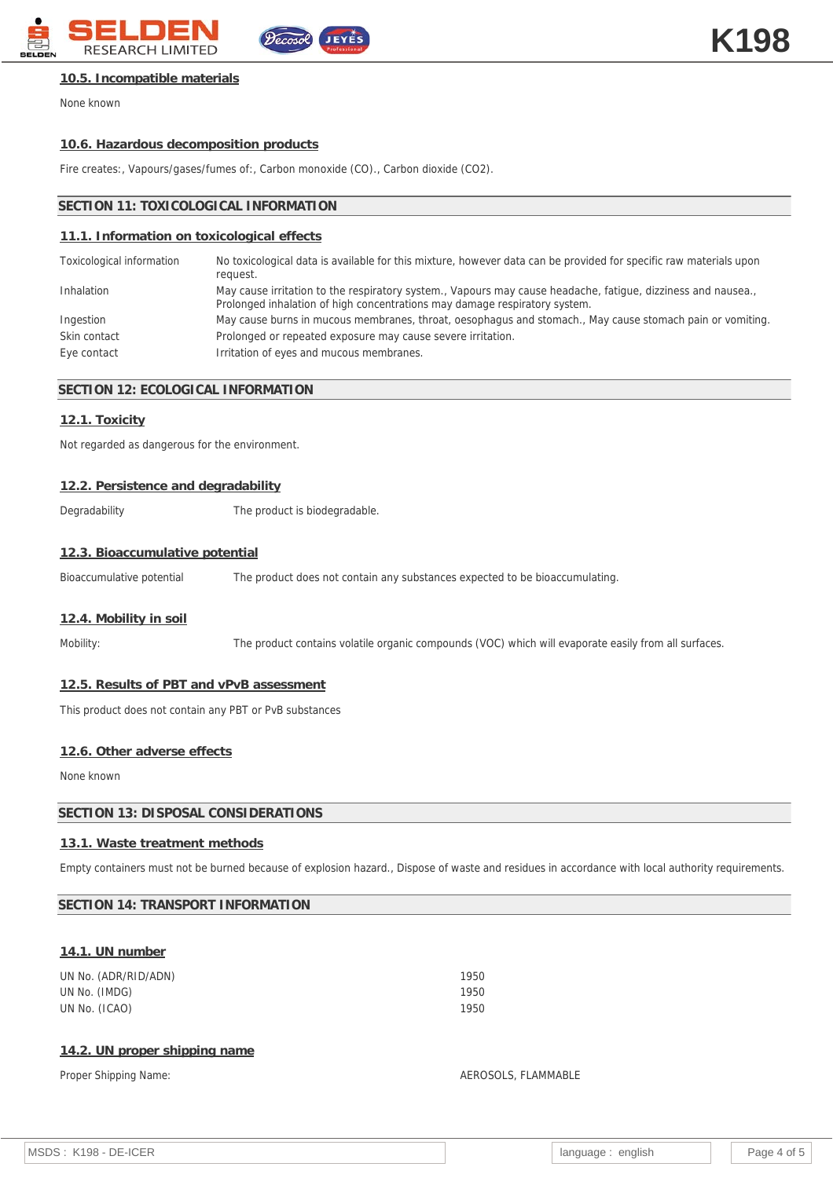### 10.5. Incompatible materials

None known

### 10.6. Hazardous decomposition products

Fire creates:, Vapours/gases/fumes of:, Carbon monoxide (CO)., Carbon dioxide ($CO_2$).

## SECTION 11: TOXICOLOGICAL INFORMATION

### 11.1. Information on toxicological effects

| | |
|---|---|
| Toxicological information | No toxicological data is available for this mixture, however data can be provided for specific raw materials upon request. |
| Inhalation | May cause irritation to the respiratory system., Vapours may cause headache, fatigue, dizziness and nausea., Prolonged inhalation of high concentrations may damage respiratory system. |
| Ingestion | May cause burns in mucous membranes, throat, oesophagus and stomach., May cause stomach pain or vomiting. |
| Skin contact | Prolonged or repeated exposure may cause severe irritation. |
| Eye contact | Irritation of eyes and mucous membranes. |

## SECTION 12: ECOLOGICAL INFORMATION

### 12.1. Toxicity

Not regarded as dangerous for the environment.

### 12.2. Persistence and degradability

Degradability — The product is biodegradable.

### 12.3. Bioaccumulative potential

Bioaccumulative potential — The product does not contain any substances expected to be bioaccumulating.

### 12.4. Mobility in soil

Mobility: — The product contains volatile organic compounds (VOC) which will evaporate easily from all surfaces.

### 12.5. Results of PBT and vPvB assessment

This product does not contain any PBT or PvB substances

### 12.6. Other adverse effects

None known

## SECTION 13: DISPOSAL CONSIDERATIONS

### 13.1. Waste treatment methods

Empty containers must not be burned because of explosion hazard., Dispose of waste and residues in accordance with local authority requirements.

## SECTION 14: TRANSPORT INFORMATION

### 14.1. UN number

| | |
|---|---|
| UN No. (ADR/RID/ADN) | 1950 |
| UN No. (IMDG) | 1950 |
| UN No. (ICAO) | 1950 |

### 14.2. UN proper shipping name

Proper Shipping Name: AEROSOLS, FLAMMABLE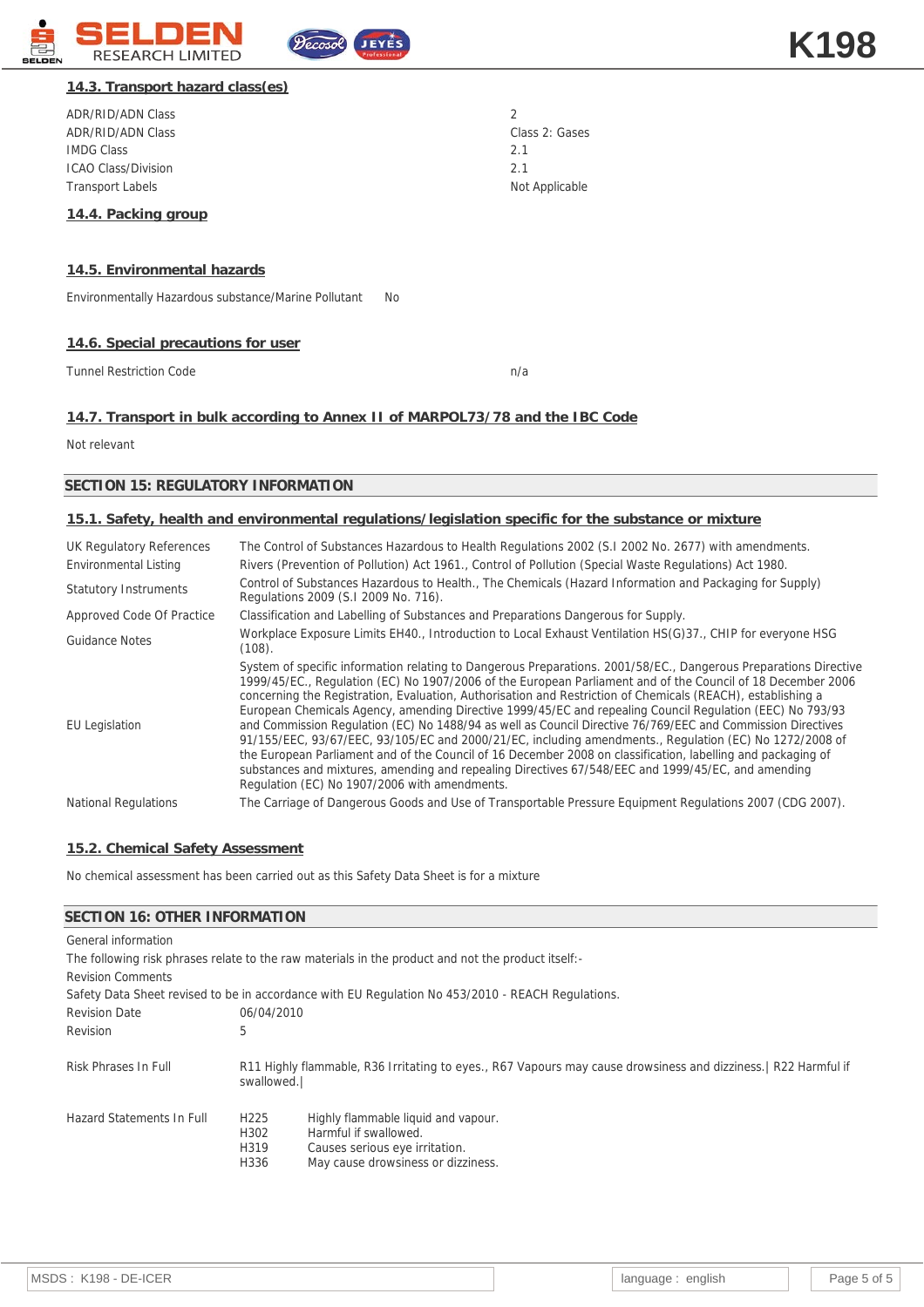### 14.3. Transport hazard class(es)

| | |
|---|---|
| ADR/RID/ADN Class | 2 |
| ADR/RID/ADN Class | Class 2: Gases |
| IMDG Class | 2.1 |
| ICAO Class/Division | 2.1 |
| Transport Labels | Not Applicable |

### 14.4. Packing group

### 14.5. Environmental hazards

Environmentally Hazardous substance/Marine Pollutant No

### 14.6. Special precautions for user

| | |
|---|---|
| Tunnel Restriction Code | n/a |

### 14.7. Transport in bulk according to Annex II of MARPOL73/78 and the IBC Code

Not relevant

## SECTION 15: REGULATORY INFORMATION

### 15.1. Safety, health and environmental regulations/legislation specific for the substance or mixture

| | |
|---|---|
| UK Regulatory References | The Control of Substances Hazardous to Health Regulations 2002 (S.I 2002 No. 2677) with amendments. |
| Environmental Listing | Rivers (Prevention of Pollution) Act 1961., Control of Pollution (Special Waste Regulations) Act 1980. |
| Statutory Instruments | Control of Substances Hazardous to Health., The Chemicals (Hazard Information and Packaging for Supply) Regulations 2009 (S.I 2009 No. 716). |
| Approved Code Of Practice | Classification and Labelling of Substances and Preparations Dangerous for Supply. |
| Guidance Notes | Workplace Exposure Limits EH40., Introduction to Local Exhaust Ventilation HS(G)37., CHIP for everyone HSG (108). |
| EU Legislation | System of specific information relating to Dangerous Preparations. 2001/58/EC., Dangerous Preparations Directive 1999/45/EC., Regulation (EC) No 1907/2006 of the European Parliament and of the Council of 18 December 2006 concerning the Registration, Evaluation, Authorisation and Restriction of Chemicals (REACH), establishing a European Chemicals Agency, amending Directive 1999/45/EC and repealing Council Regulation (EEC) No 793/93 and Commission Regulation (EC) No 1488/94 as well as Council Directive 76/769/EEC and Commission Directives 91/155/EEC, 93/67/EEC, 93/105/EC and 2000/21/EC, including amendments., Regulation (EC) No 1272/2008 of the European Parliament and of the Council of 16 December 2008 on classification, labelling and packaging of substances and mixtures, amending and repealing Directives 67/548/EEC and 1999/45/EC, and amending Regulation (EC) No 1907/2006 with amendments. |
| National Regulations | The Carriage of Dangerous Goods and Use of Transportable Pressure Equipment Regulations 2007 (CDG 2007). |

### 15.2. Chemical Safety Assessment

No chemical assessment has been carried out as this Safety Data Sheet is for a mixture

## SECTION 16: OTHER INFORMATION

General information

The following risk phrases relate to the raw materials in the product and not the product itself:-

Revision Comments

Safety Data Sheet revised to be in accordance with EU Regulation No 453/2010 - REACH Regulations.

| | |
|---|---|
| Revision Date | 06/04/2010 |
| Revision | 5 |
| Risk Phrases In Full | R11 Highly flammable, R36 Irritating to eyes., R67 Vapours may cause drowsiness and dizziness.\| R22 Harmful if swallowed.\| |

| Hazard Statements In Full | | |
|---|---|---|
| | H225 | Highly flammable liquid and vapour. |
| | H302 | Harmful if swallowed. |
| | H319 | Causes serious eye irritation. |
| | H336 | May cause drowsiness or dizziness. |